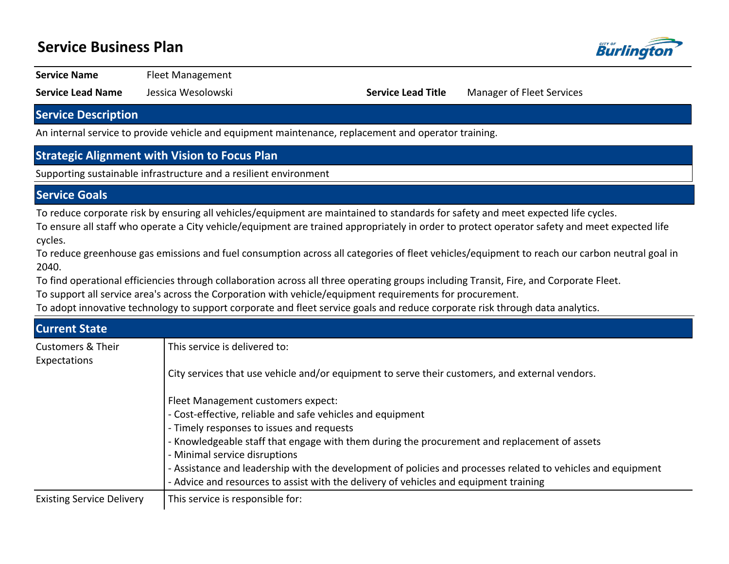# Service Business Plan

| **Service Name** | Fleet Management | | |
|---|---|---|---|
| **Service Lead Name** | Jessica Wesolowski | **Service Lead Title** | Manager of Fleet Services |

## Service Description

An internal service to provide vehicle and equipment maintenance, replacement and operator training.

## Strategic Alignment with Vision to Focus Plan

Supporting sustainable infrastructure and a resilient environment

## Service Goals

To reduce corporate risk by ensuring all vehicles/equipment are maintained to standards for safety and meet expected life cycles.

To ensure all staff who operate a City vehicle/equipment are trained appropriately in order to protect operator safety and meet expected life cycles.

To reduce greenhouse gas emissions and fuel consumption across all categories of fleet vehicles/equipment to reach our carbon neutral goal in 2040.

To find operational efficiencies through collaboration across all three operating groups including Transit, Fire, and Corporate Fleet.

To support all service area's across the Corporation with vehicle/equipment requirements for procurement.

To adopt innovative technology to support corporate and fleet service goals and reduce corporate risk through data analytics.

## Current State

**Customers & Their Expectations**

This service is delivered to:

City services that use vehicle and/or equipment to serve their customers, and external vendors.

Fleet Management customers expect:
- Cost-effective, reliable and safe vehicles and equipment
- Timely responses to issues and requests
- Knowledgeable staff that engage with them during the procurement and replacement of assets
- Minimal service disruptions
- Assistance and leadership with the development of policies and processes related to vehicles and equipment
- Advice and resources to assist with the delivery of vehicles and equipment training

**Existing Service Delivery**

This service is responsible for: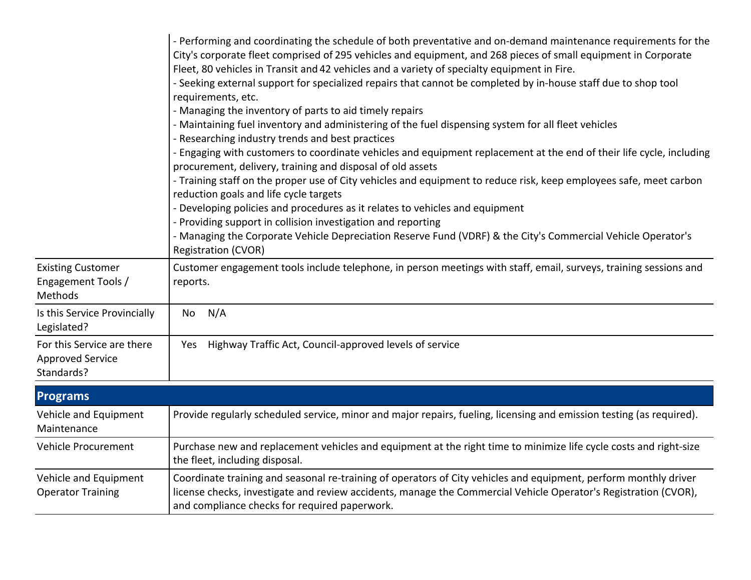| | |
|---|---|
| | - Performing and coordinating the schedule of both preventative and on-demand maintenance requirements for the City's corporate fleet comprised of 295 vehicles and equipment, and 268 pieces of small equipment in Corporate Fleet, 80 vehicles in Transit and 42 vehicles and a variety of specialty equipment in Fire.<br>- Seeking external support for specialized repairs that cannot be completed by in-house staff due to shop tool requirements, etc.<br>- Managing the inventory of parts to aid timely repairs<br>- Maintaining fuel inventory and administering of the fuel dispensing system for all fleet vehicles<br>- Researching industry trends and best practices<br>- Engaging with customers to coordinate vehicles and equipment replacement at the end of their life cycle, including procurement, delivery, training and disposal of old assets<br>- Training staff on the proper use of City vehicles and equipment to reduce risk, keep employees safe, meet carbon reduction goals and life cycle targets<br>- Developing policies and procedures as it relates to vehicles and equipment<br>- Providing support in collision investigation and reporting<br>- Managing the Corporate Vehicle Depreciation Reserve Fund (VDRF) & the City's Commercial Vehicle Operator's Registration (CVOR) |
| Existing Customer Engagement Tools / Methods | Customer engagement tools include telephone, in person meetings with staff, email, surveys, training sessions and reports. |
| Is this Service Provincially Legislated? | No N/A |
| For this Service are there Approved Service Standards? | Yes Highway Traffic Act, Council-approved levels of service |

## Programs

| | |
|---|---|
| Vehicle and Equipment Maintenance | Provide regularly scheduled service, minor and major repairs, fueling, licensing and emission testing (as required). |
| Vehicle Procurement | Purchase new and replacement vehicles and equipment at the right time to minimize life cycle costs and right-size the fleet, including disposal. |
| Vehicle and Equipment Operator Training | Coordinate training and seasonal re-training of operators of City vehicles and equipment, perform monthly driver license checks, investigate and review accidents, manage the Commercial Vehicle Operator's Registration (CVOR), and compliance checks for required paperwork. |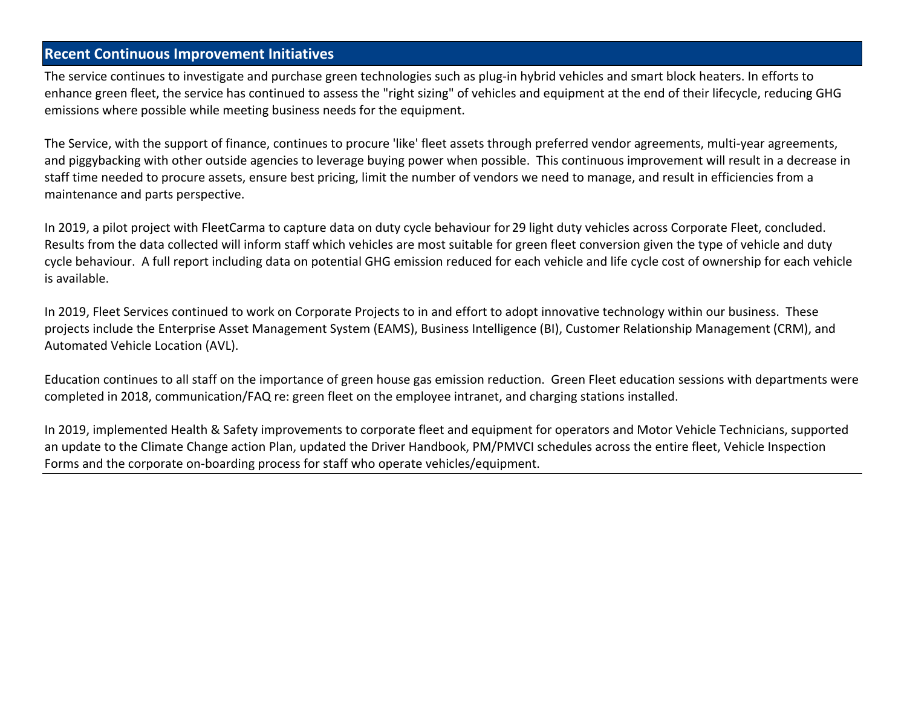## Recent Continuous Improvement Initiatives

The service continues to investigate and purchase green technologies such as plug-in hybrid vehicles and smart block heaters. In efforts to enhance green fleet, the service has continued to assess the "right sizing" of vehicles and equipment at the end of their lifecycle, reducing GHG emissions where possible while meeting business needs for the equipment.

The Service, with the support of finance, continues to procure 'like' fleet assets through preferred vendor agreements, multi-year agreements, and piggybacking with other outside agencies to leverage buying power when possible.  This continuous improvement will result in a decrease in staff time needed to procure assets, ensure best pricing, limit the number of vendors we need to manage, and result in efficiencies from a maintenance and parts perspective.

In 2019, a pilot project with FleetCarma to capture data on duty cycle behaviour for 29 light duty vehicles across Corporate Fleet, concluded. Results from the data collected will inform staff which vehicles are most suitable for green fleet conversion given the type of vehicle and duty cycle behaviour.  A full report including data on potential GHG emission reduced for each vehicle and life cycle cost of ownership for each vehicle is available.

In 2019, Fleet Services continued to work on Corporate Projects to in and effort to adopt innovative technology within our business.  These projects include the Enterprise Asset Management System (EAMS), Business Intelligence (BI), Customer Relationship Management (CRM), and Automated Vehicle Location (AVL).

Education continues to all staff on the importance of green house gas emission reduction.  Green Fleet education sessions with departments were completed in 2018, communication/FAQ re: green fleet on the employee intranet, and charging stations installed.

In 2019, implemented Health & Safety improvements to corporate fleet and equipment for operators and Motor Vehicle Technicians, supported an update to the Climate Change action Plan, updated the Driver Handbook, PM/PMVCI schedules across the entire fleet, Vehicle Inspection Forms and the corporate on-boarding process for staff who operate vehicles/equipment.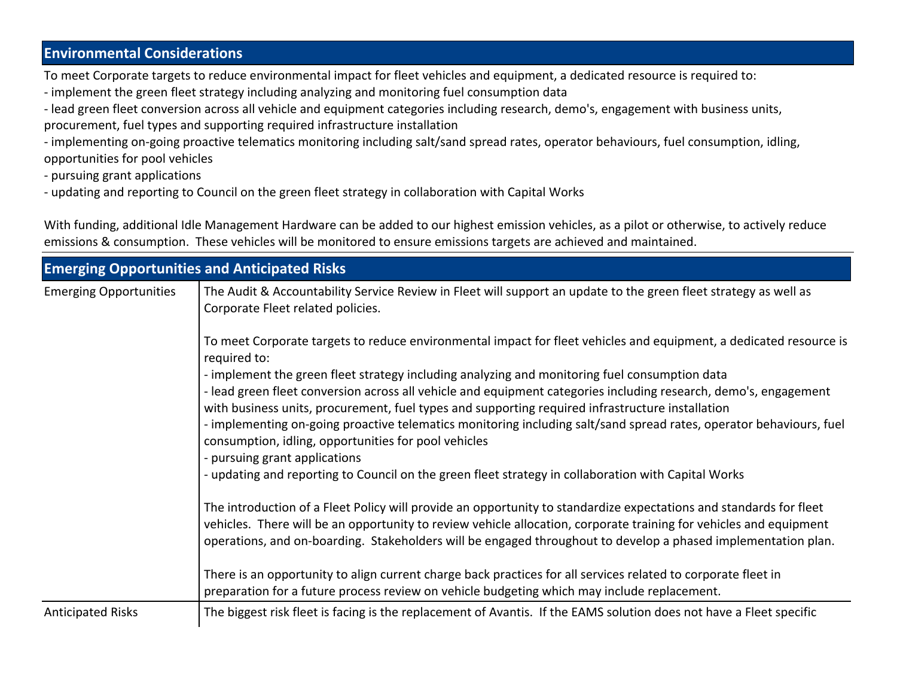## Environmental Considerations

To meet Corporate targets to reduce environmental impact for fleet vehicles and equipment, a dedicated resource is required to:
- implement the green fleet strategy including analyzing and monitoring fuel consumption data
- lead green fleet conversion across all vehicle and equipment categories including research, demo's, engagement with business units, procurement, fuel types and supporting required infrastructure installation
- implementing on-going proactive telematics monitoring including salt/sand spread rates, operator behaviours, fuel consumption, idling, opportunities for pool vehicles
- pursuing grant applications
- updating and reporting to Council on the green fleet strategy in collaboration with Capital Works

With funding, additional Idle Management Hardware can be added to our highest emission vehicles, as a pilot or otherwise, to actively reduce emissions & consumption. These vehicles will be monitored to ensure emissions targets are achieved and maintained.

## Emerging Opportunities and Anticipated Risks

| | |
|---|---|
| Emerging Opportunities | The Audit & Accountability Service Review in Fleet will support an update to the green fleet strategy as well as Corporate Fleet related policies.<br><br>To meet Corporate targets to reduce environmental impact for fleet vehicles and equipment, a dedicated resource is required to:<br>- implement the green fleet strategy including analyzing and monitoring fuel consumption data<br>- lead green fleet conversion across all vehicle and equipment categories including research, demo's, engagement with business units, procurement, fuel types and supporting required infrastructure installation<br>- implementing on-going proactive telematics monitoring including salt/sand spread rates, operator behaviours, fuel consumption, idling, opportunities for pool vehicles<br>- pursuing grant applications<br>- updating and reporting to Council on the green fleet strategy in collaboration with Capital Works<br><br>The introduction of a Fleet Policy will provide an opportunity to standardize expectations and standards for fleet vehicles. There will be an opportunity to review vehicle allocation, corporate training for vehicles and equipment operations, and on-boarding. Stakeholders will be engaged throughout to develop a phased implementation plan.<br><br>There is an opportunity to align current charge back practices for all services related to corporate fleet in preparation for a future process review on vehicle budgeting which may include replacement. |
| Anticipated Risks | The biggest risk fleet is facing is the replacement of Avantis. If the EAMS solution does not have a Fleet specific |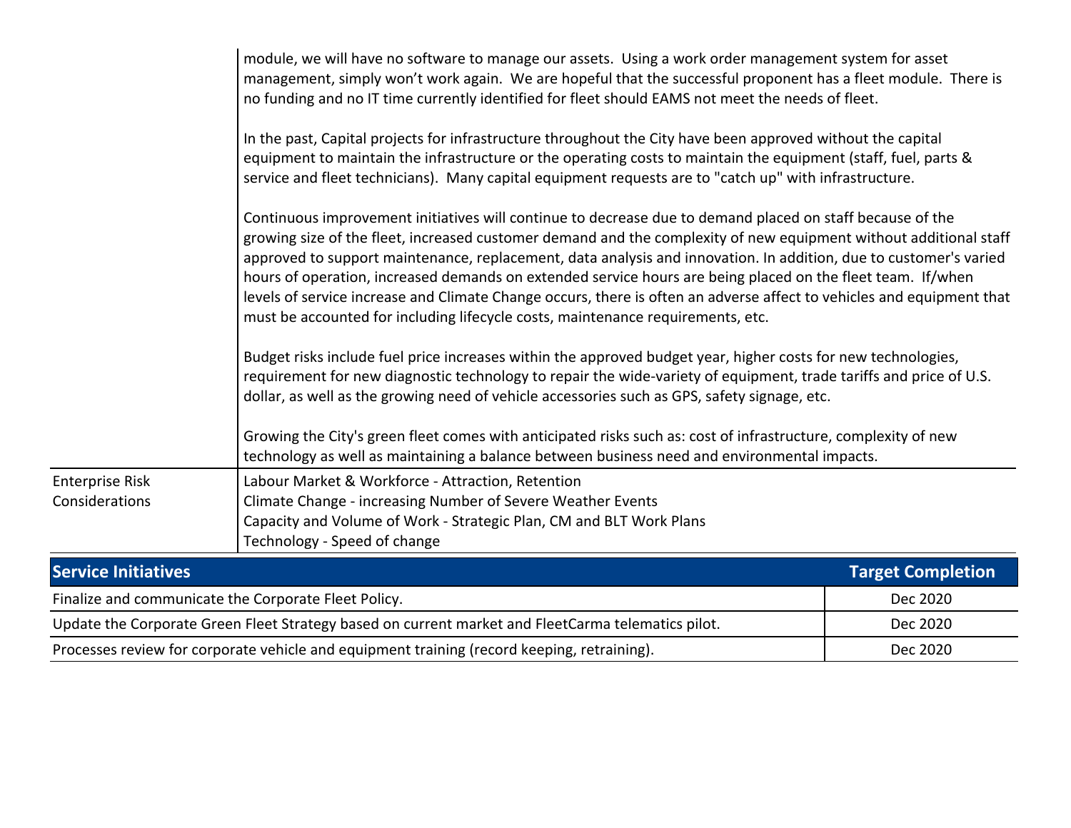| | |
|---|---|
| | module, we will have no software to manage our assets. Using a work order management system for asset management, simply won't work again. We are hopeful that the successful proponent has a fleet module. There is no funding and no IT time currently identified for fleet should EAMS not meet the needs of fleet.<br><br>In the past, Capital projects for infrastructure throughout the City have been approved without the capital equipment to maintain the infrastructure or the operating costs to maintain the equipment (staff, fuel, parts & service and fleet technicians). Many capital equipment requests are to "catch up" with infrastructure.<br><br>Continuous improvement initiatives will continue to decrease due to demand placed on staff because of the growing size of the fleet, increased customer demand and the complexity of new equipment without additional staff approved to support maintenance, replacement, data analysis and innovation. In addition, due to customer's varied hours of operation, increased demands on extended service hours are being placed on the fleet team. If/when levels of service increase and Climate Change occurs, there is often an adverse affect to vehicles and equipment that must be accounted for including lifecycle costs, maintenance requirements, etc.<br><br>Budget risks include fuel price increases within the approved budget year, higher costs for new technologies, requirement for new diagnostic technology to repair the wide-variety of equipment, trade tariffs and price of U.S. dollar, as well as the growing need of vehicle accessories such as GPS, safety signage, etc.<br><br>Growing the City's green fleet comes with anticipated risks such as: cost of infrastructure, complexity of new technology as well as maintaining a balance between business need and environmental impacts. |
| Enterprise Risk Considerations | Labour Market & Workforce - Attraction, Retention<br>Climate Change - increasing Number of Severe Weather Events<br>Capacity and Volume of Work - Strategic Plan, CM and BLT Work Plans<br>Technology - Speed of change |

| Service Initiatives | Target Completion |
|---|---|
| Finalize and communicate the Corporate Fleet Policy. | Dec 2020 |
| Update the Corporate Green Fleet Strategy based on current market and FleetCarma telematics pilot. | Dec 2020 |
| Processes review for corporate vehicle and equipment training (record keeping, retraining). | Dec 2020 |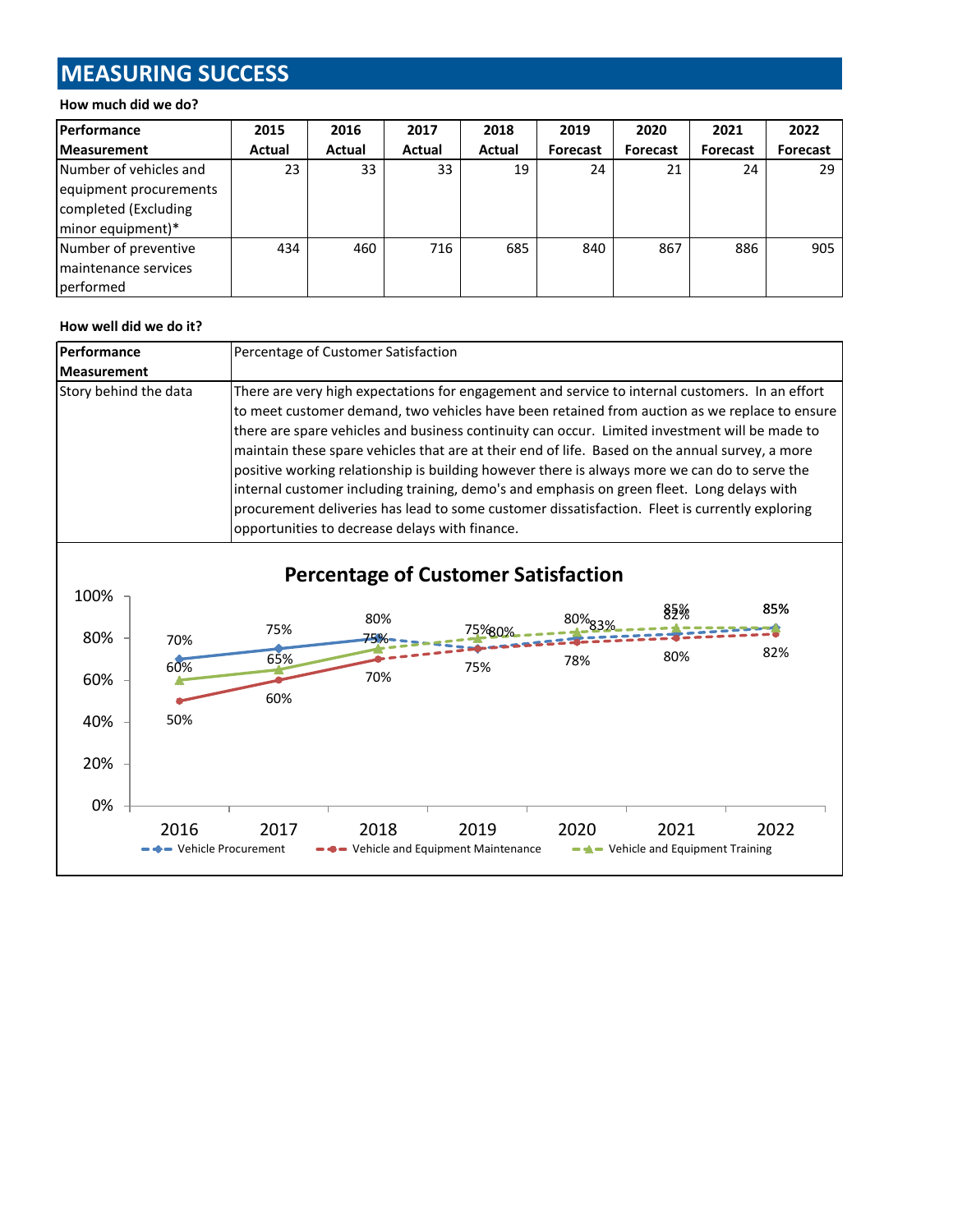# MEASURING SUCCESS

**How much did we do?**

| Performance Measurement | 2015 Actual | 2016 Actual | 2017 Actual | 2018 Actual | 2019 Forecast | 2020 Forecast | 2021 Forecast | 2022 Forecast |
|---|---|---|---|---|---|---|---|---|
| Number of vehicles and equipment procurements completed (Excluding minor equipment)* | 23 | 33 | 33 | 19 | 24 | 21 | 24 | 29 |
| Number of preventive maintenance services performed | 434 | 460 | 716 | 685 | 840 | 867 | 886 | 905 |

**How well did we do it?**

| Performance Measurement | Percentage of Customer Satisfaction |
|---|---|
| Story behind the data | There are very high expectations for engagement and service to internal customers. In an effort to meet customer demand, two vehicles have been retained from auction as we replace to ensure there are spare vehicles and business continuity can occur. Limited investment will be made to maintain these spare vehicles that are at their end of life. Based on the annual survey, a more positive working relationship is building however there is always more we can do to serve the internal customer including training, demo's and emphasis on green fleet. Long delays with procurement deliveries has lead to some customer dissatisfaction. Fleet is currently exploring opportunities to decrease delays with finance. |

**Percentage of Customer Satisfaction**

| Year | Vehicle Procurement | Vehicle and Equipment Maintenance | Vehicle and Equipment Training |
|---|---|---|---|
| 2016 | 70% | 50% | 60% |
| 2017 | 75% | 60% | 65% |
| 2018 | 80% | 70% | 75% |
| 2019 | 75% | 75% | 80% |
| 2020 | 80% | 78% | 83% |
| 2021 | 82% | 80% | 85% |
| 2022 | 85% | 82% | 85% |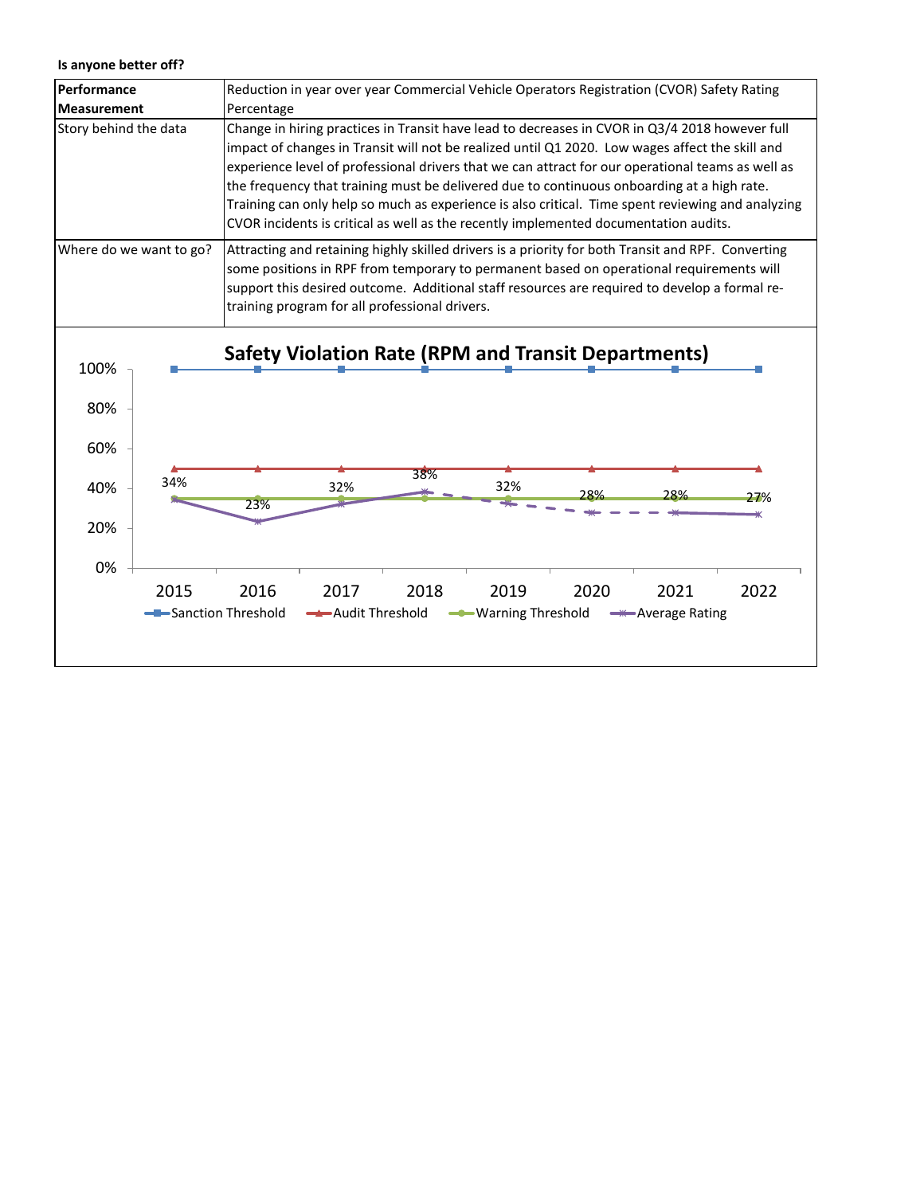**Is anyone better off?**

| Performance Measurement | Reduction in year over year Commercial Vehicle Operators Registration (CVOR) Safety Rating Percentage |
|---|---|
| Story behind the data | Change in hiring practices in Transit have lead to decreases in CVOR in Q3/4 2018 however full impact of changes in Transit will not be realized until Q1 2020. Low wages affect the skill and experience level of professional drivers that we can attract for our operational teams as well as the frequency that training must be delivered due to continuous onboarding at a high rate. Training can only help so much as experience is also critical. Time spent reviewing and analyzing CVOR incidents is critical as well as the recently implemented documentation audits. |
| Where do we want to go? | Attracting and retaining highly skilled drivers is a priority for both Transit and RPF. Converting some positions in RPF from temporary to permanent based on operational requirements will support this desired outcome. Additional staff resources are required to develop a formal re-training program for all professional drivers. |

**Safety Violation Rate (RPM and Transit Departments)**

| Year | Sanction Threshold | Audit Threshold | Warning Threshold | Average Rating |
|---|---|---|---|---|
| 2015 | 100% | 50% | 35% | 34% |
| 2016 | 100% | 50% | 35% | 23% |
| 2017 | 100% | 50% | 35% | 32% |
| 2018 | 100% | 50% | 35% | 38% |
| 2019 | 100% | 50% | 35% | 32% |
| 2020 | 100% | 50% | 35% | 28% |
| 2021 | 100% | 50% | 35% | 28% |
| 2022 | 100% | 50% | 35% | 27% |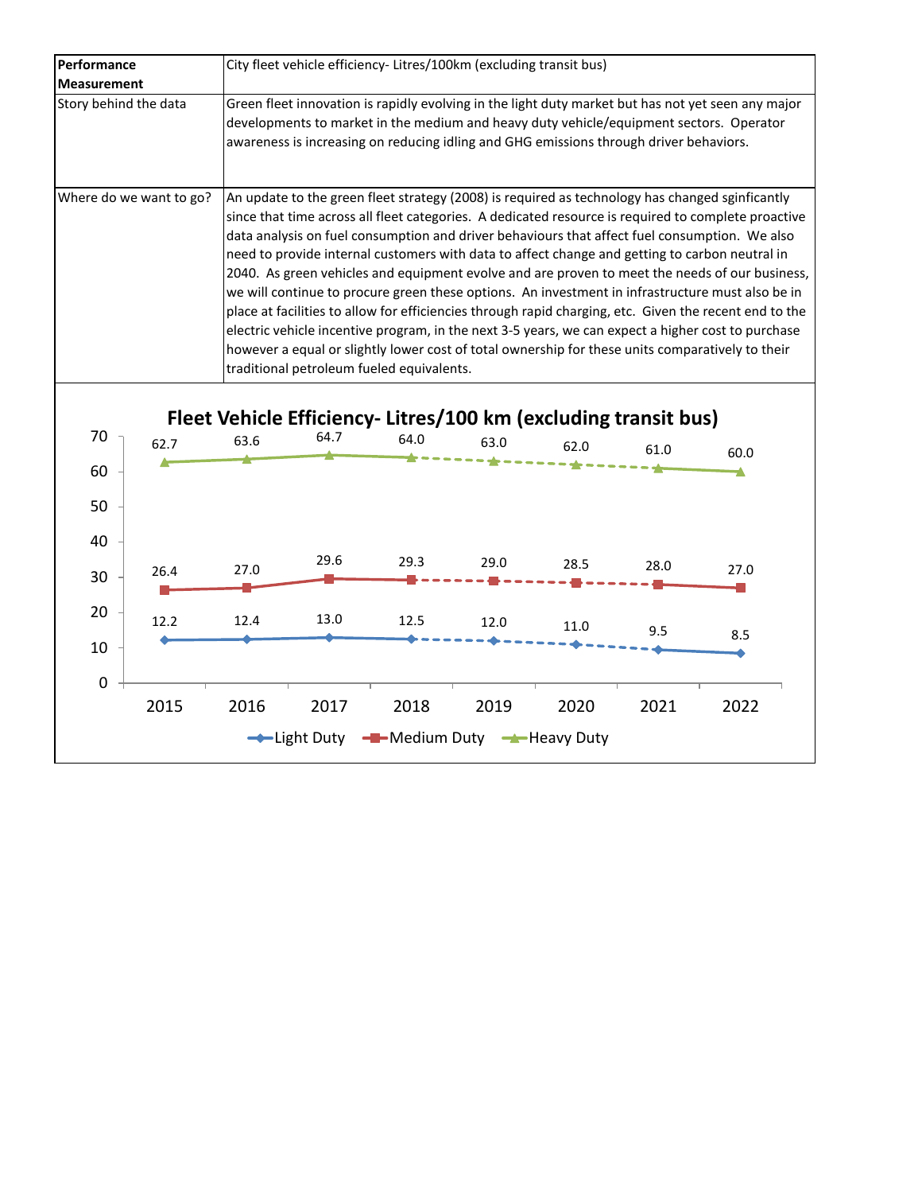| | |
|---|---|
| **Performance Measurement** | City fleet vehicle efficiency- Litres/100km (excluding transit bus) |
| Story behind the data | Green fleet innovation is rapidly evolving in the light duty market but has not yet seen any major developments to market in the medium and heavy duty vehicle/equipment sectors. Operator awareness is increasing on reducing idling and GHG emissions through driver behaviors. |
| Where do we want to go? | An update to the green fleet strategy (2008) is required as technology has changed sgnificantly since that time across all fleet categories. A dedicated resource is required to complete proactive data analysis on fuel consumption and driver behaviours that affect fuel consumption. We also need to provide internal customers with data to affect change and getting to carbon neutral in 2040. As green vehicles and equipment evolve and are proven to meet the needs of our business, we will continue to procure green these options. An investment in infrastructure must also be in place at facilities to allow for efficiencies through rapid charging, etc. Given the recent end to the electric vehicle incentive program, in the next 3-5 years, we can expect a higher cost to purchase however a equal or slightly lower cost of total ownership for these units comparatively to their traditional petroleum fueled equivalents. |

**Fleet Vehicle Efficiency- Litres/100 km (excluding transit bus)**

70
60
50
40
30
20
10
0

Heavy Duty: 62.7, 63.6, 64.7, 64.0, 63.0, 62.0, 61.0, 60.0

Medium Duty: 26.4, 27.0, 29.6, 29.3, 29.0, 28.5, 28.0, 27.0

Light Duty: 12.2, 12.4, 13.0, 12.5, 12.0, 11.0, 9.5, 8.5

2015 2016 2017 2018 2019 2020 2021 2022

Light Duty, Medium Duty, Heavy Duty